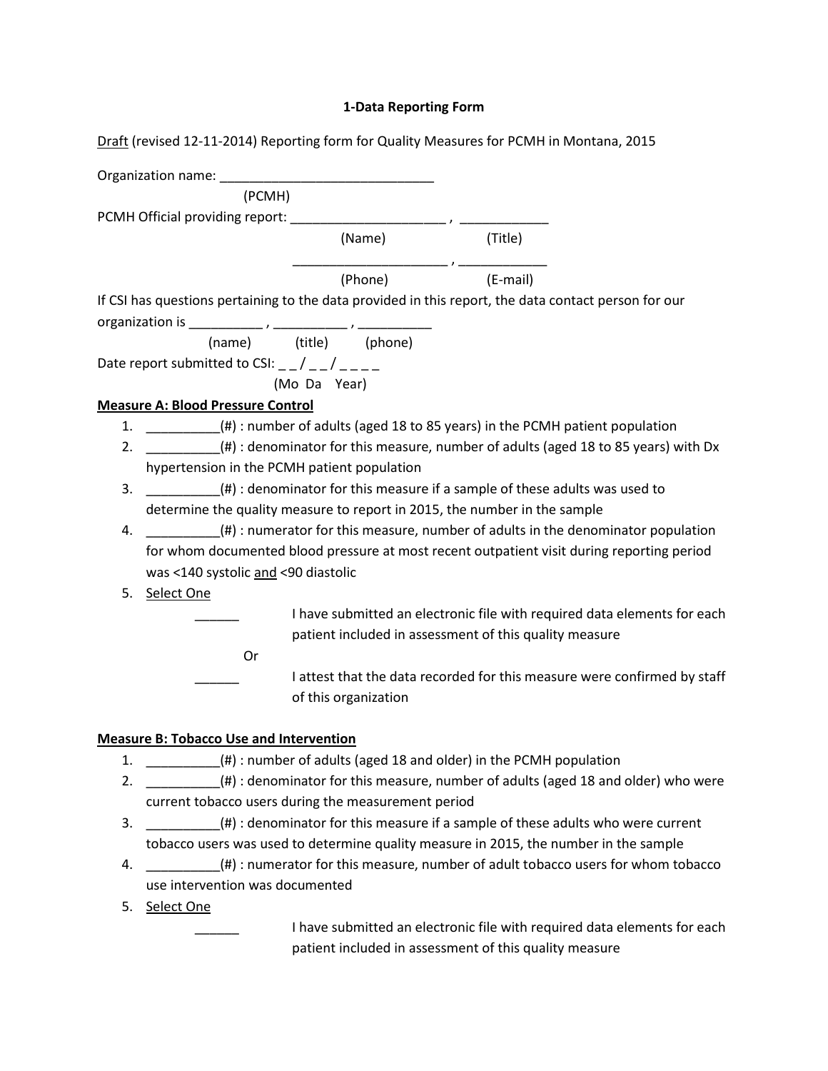**1-Data Reporting Form**

Draft (revised 12-11-2014) Reporting form for Quality Measures for PCMH in Montana, 2015

Organization name: ______________________________
(PCMH)

PCMH Official providing report: _____________________ , ____________
(Name) (Title)

_____________________ , ____________
(Phone) (E-mail)

If CSI has questions pertaining to the data provided in this report, the data contact person for our organization is __________ , __________ , __________
(name) (title) (phone)

Date report submitted to CSI: _ _ / _ _ / _ _ _ _
(Mo Da Year)

**Measure A: Blood Pressure Control**

1. __________(#) : number of adults (aged 18 to 85 years) in the PCMH patient population
2. __________(#) : denominator for this measure, number of adults (aged 18 to 85 years) with Dx hypertension in the PCMH patient population
3. __________(#) : denominator for this measure if a sample of these adults was used to determine the quality measure to report in 2015, the number in the sample
4. __________(#) : numerator for this measure, number of adults in the denominator population for whom documented blood pressure at most recent outpatient visit during reporting period was <140 systolic and <90 diastolic
5. Select One

   ______ I have submitted an electronic file with required data elements for each patient included in assessment of this quality measure

   Or

   ______ I attest that the data recorded for this measure were confirmed by staff of this organization

**Measure B: Tobacco Use and Intervention**

1. __________(#) : number of adults (aged 18 and older) in the PCMH population
2. __________(#) : denominator for this measure, number of adults (aged 18 and older) who were current tobacco users during the measurement period
3. __________(#) : denominator for this measure if a sample of these adults who were current tobacco users was used to determine quality measure in 2015, the number in the sample
4. __________(#) : numerator for this measure, number of adult tobacco users for whom tobacco use intervention was documented
5. Select One

   ______ I have submitted an electronic file with required data elements for each patient included in assessment of this quality measure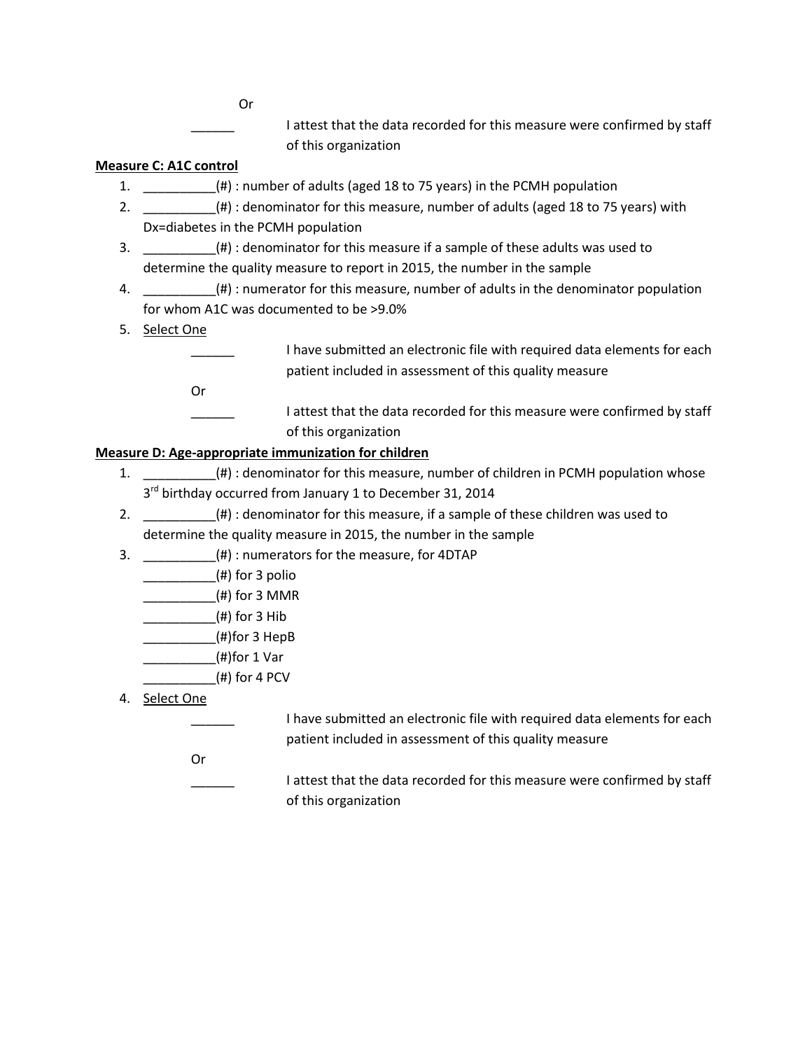Or

______ I attest that the data recorded for this measure were confirmed by staff of this organization

**Measure C: A1C control**

1. __________(#) : number of adults (aged 18 to 75 years) in the PCMH population
2. __________(#) : denominator for this measure, number of adults (aged 18 to 75 years) with Dx=diabetes in the PCMH population
3. __________(#) : denominator for this measure if a sample of these adults was used to determine the quality measure to report in 2015, the number in the sample
4. __________(#) : numerator for this measure, number of adults in the denominator population for whom A1C was documented to be >9.0%
5. Select One

   ______ I have submitted an electronic file with required data elements for each patient included in assessment of this quality measure

   Or

   ______ I attest that the data recorded for this measure were confirmed by staff of this organization

**Measure D: Age-appropriate immunization for children**

1. __________(#) : denominator for this measure, number of children in PCMH population whose 3rd birthday occurred from January 1 to December 31, 2014
2. __________(#) : denominator for this measure, if a sample of these children was used to determine the quality measure in 2015, the number in the sample
3. __________(#) : numerators for the measure, for 4DTAP

   __________(#) for 3 polio

   __________(#) for 3 MMR

   __________(#) for 3 Hib

   __________(#)for 3 HepB

   __________(#)for 1 Var

   __________(#) for 4 PCV
4. Select One

   ______ I have submitted an electronic file with required data elements for each patient included in assessment of this quality measure

   Or

   ______ I attest that the data recorded for this measure were confirmed by staff of this organization